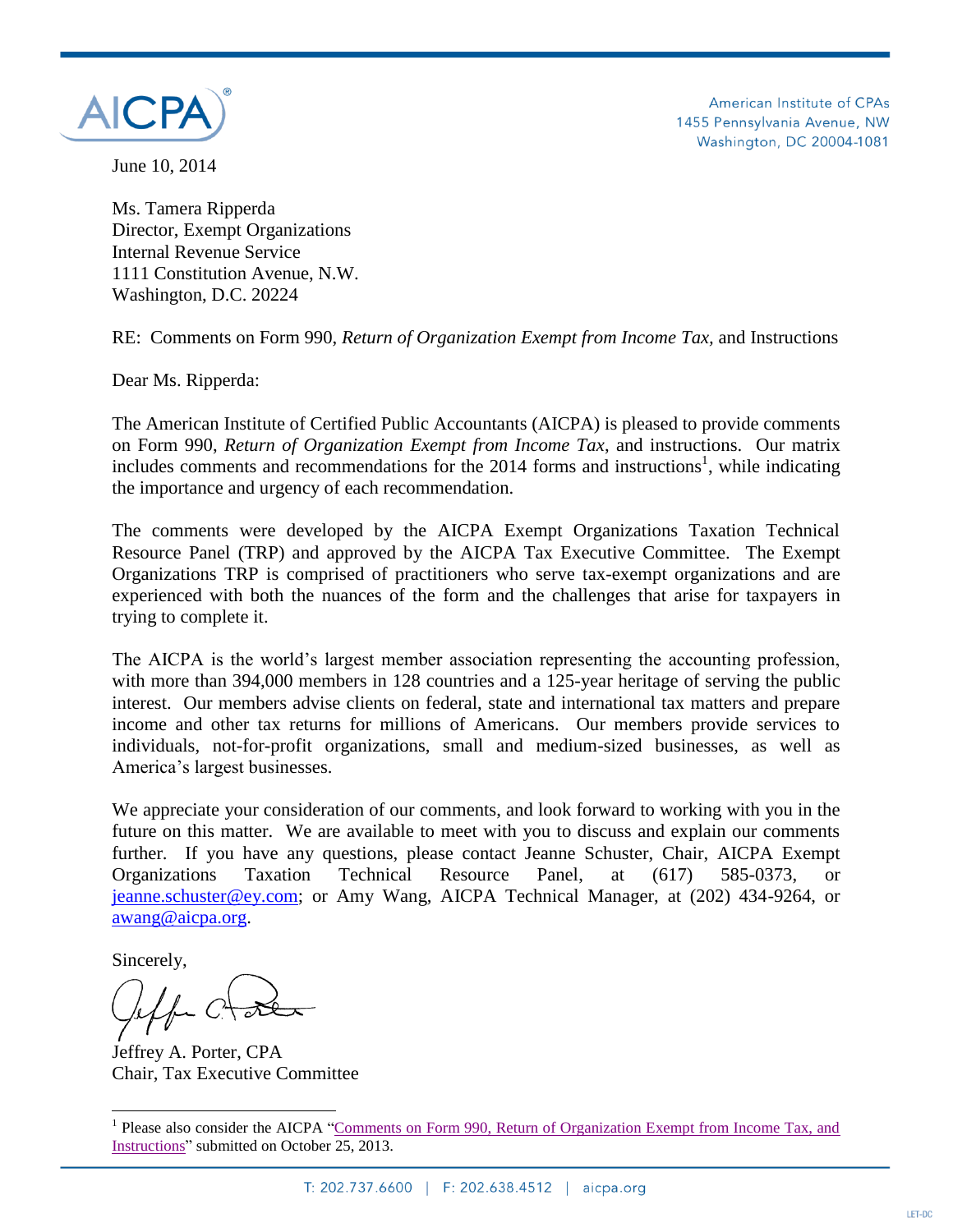AICPA

American Institute of CPAs
1455 Pennsylvania Avenue, NW
Washington, DC 20004-1081

June 10, 2014

Ms. Tamera Ripperda
Director, Exempt Organizations
Internal Revenue Service
1111 Constitution Avenue, N.W.
Washington, D.C. 20224

RE: Comments on Form 990, *Return of Organization Exempt from Income Tax*, and Instructions

Dear Ms. Ripperda:

The American Institute of Certified Public Accountants (AICPA) is pleased to provide comments on Form 990, *Return of Organization Exempt from Income Tax*, and instructions. Our matrix includes comments and recommendations for the 2014 forms and instructions[1], while indicating the importance and urgency of each recommendation.

The comments were developed by the AICPA Exempt Organizations Taxation Technical Resource Panel (TRP) and approved by the AICPA Tax Executive Committee. The Exempt Organizations TRP is comprised of practitioners who serve tax-exempt organizations and are experienced with both the nuances of the form and the challenges that arise for taxpayers in trying to complete it.

The AICPA is the world's largest member association representing the accounting profession, with more than 394,000 members in 128 countries and a 125-year heritage of serving the public interest. Our members advise clients on federal, state and international tax matters and prepare income and other tax returns for millions of Americans. Our members provide services to individuals, not-for-profit organizations, small and medium-sized businesses, as well as America's largest businesses.

We appreciate your consideration of our comments, and look forward to working with you in the future on this matter. We are available to meet with you to discuss and explain our comments further. If you have any questions, please contact Jeanne Schuster, Chair, AICPA Exempt Organizations Taxation Technical Resource Panel, at (617) 585-0373, or jeanne.schuster@ey.com; or Amy Wang, AICPA Technical Manager, at (202) 434-9264, or awang@aicpa.org.

Sincerely,

Jeffrey A. Porter, CPA
Chair, Tax Executive Committee

[1] Please also consider the AICPA "Comments on Form 990, Return of Organization Exempt from Income Tax, and Instructions" submitted on October 25, 2013.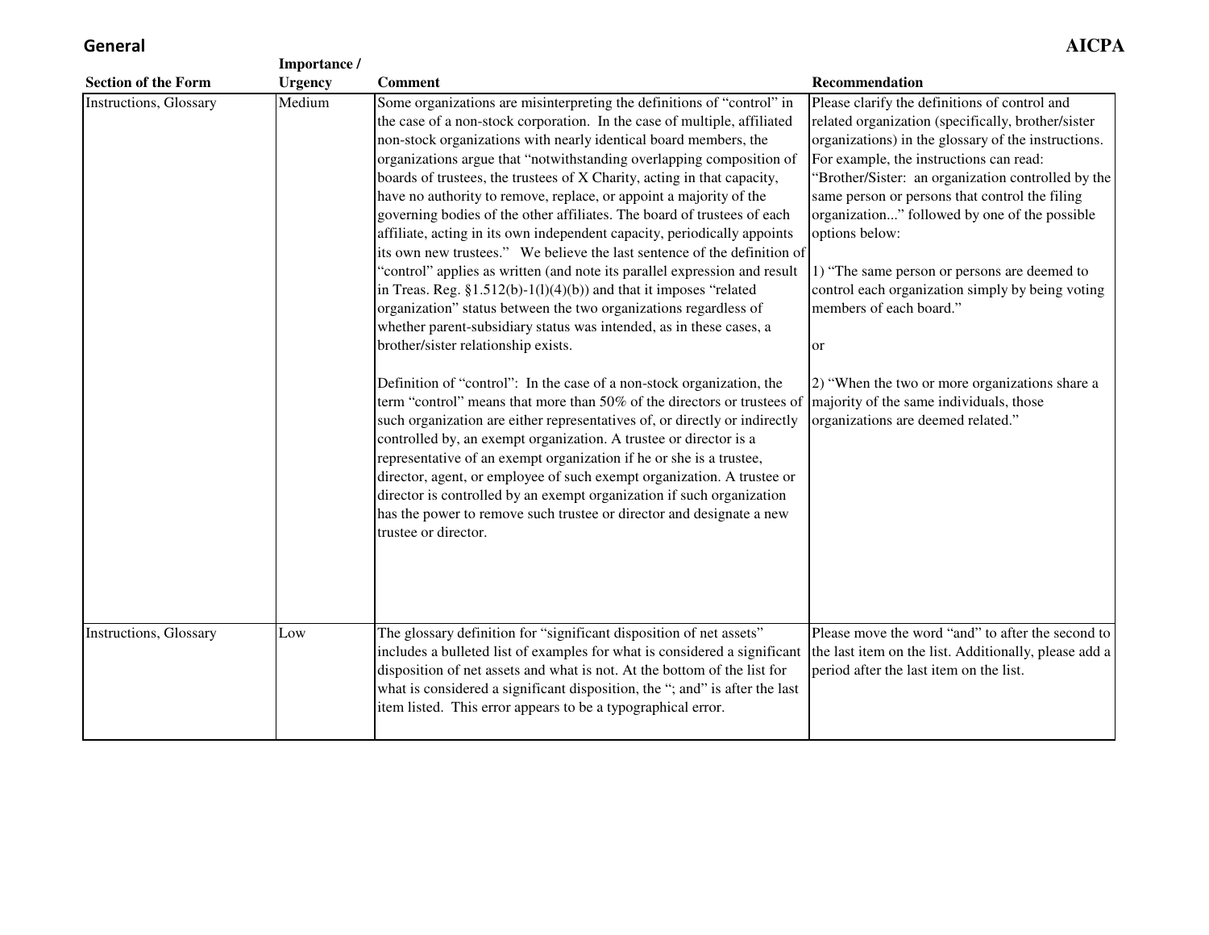**General** **AICPA**

| Section of the Form | Importance / Urgency | Comment | Recommendation |
|---|---|---|---|
| Instructions, Glossary | Medium | Some organizations are misinterpreting the definitions of "control" in the case of a non-stock corporation. In the case of multiple, affiliated non-stock organizations with nearly identical board members, the organizations argue that "notwithstanding overlapping composition of boards of trustees, the trustees of X Charity, acting in that capacity, have no authority to remove, replace, or appoint a majority of the governing bodies of the other affiliates. The board of trustees of each affiliate, acting in its own independent capacity, periodically appoints its own new trustees." We believe the last sentence of the definition of "control" applies as written (and note its parallel expression and result in Treas. Reg. §1.512(b)-1(l)(4)(b)) and that it imposes "related organization" status between the two organizations regardless of whether parent-subsidiary status was intended, as in these cases, a brother/sister relationship exists.<br><br>Definition of "control": In the case of a non-stock organization, the term "control" means that more than 50% of the directors or trustees of such organization are either representatives of, or directly or indirectly controlled by, an exempt organization. A trustee or director is a representative of an exempt organization if he or she is a trustee, director, agent, or employee of such exempt organization. A trustee or director is controlled by an exempt organization if such organization has the power to remove such trustee or director and designate a new trustee or director. | Please clarify the definitions of control and related organization (specifically, brother/sister organizations) in the glossary of the instructions. For example, the instructions can read: "Brother/Sister: an organization controlled by the same person or persons that control the filing organization..." followed by one of the possible options below:<br><br>1) "The same person or persons are deemed to control each organization simply by being voting members of each board."<br><br>or<br><br>2) "When the two or more organizations share a majority of the same individuals, those organizations are deemed related." |
| Instructions, Glossary | Low | The glossary definition for "significant disposition of net assets" includes a bulleted list of examples for what is considered a significant disposition of net assets and what is not. At the bottom of the list for what is considered a significant disposition, the "; and" is after the last item listed. This error appears to be a typographical error. | Please move the word "and" to after the second to the last item on the list. Additionally, please add a period after the last item on the list. |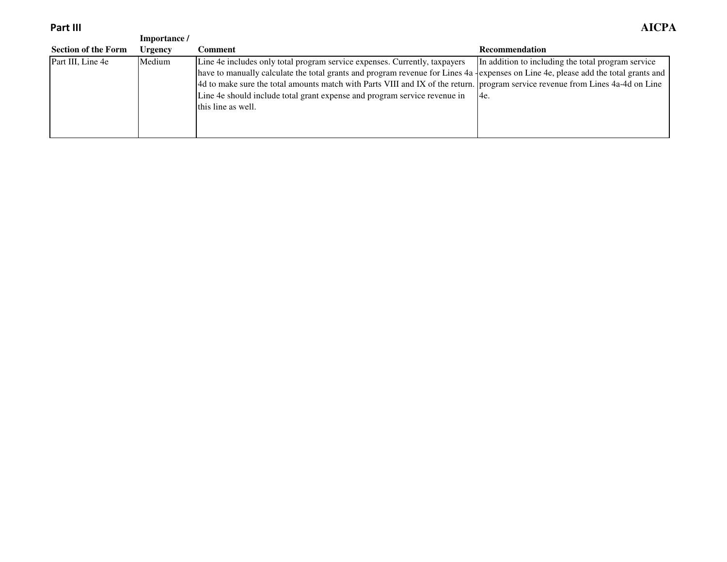## Part III

| Section of the Form | Importance / Urgency | Comment | Recommendation |
|---|---|---|---|
| Part III, Line 4e | Medium | Line 4e includes only total program service expenses. Currently, taxpayers have to manually calculate the total grants and program revenue for Lines 4a - 4d to make sure the total amounts match with Parts VIII and IX of the return. Line 4e should include total grant expense and program service revenue in this line as well. | In addition to including the total program service expenses on Line 4e, please add the total grants and program service revenue from Lines 4a-4d on Line 4e. |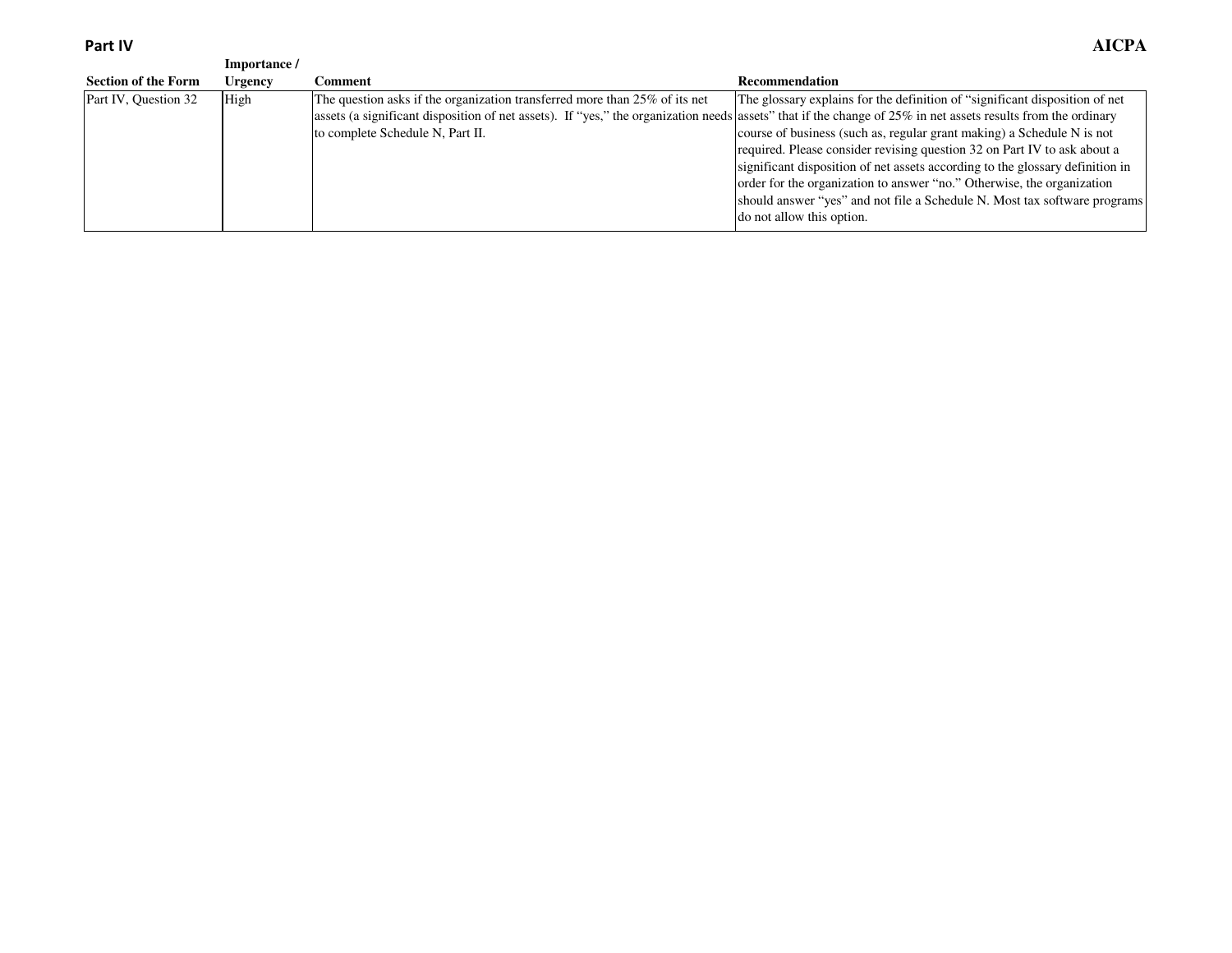**Part IV**

**AICPA**

| **Section of the Form** | **Importance / Urgency** | **Comment** | **Recommendation** |
|---|---|---|---|
| Part IV, Question 32 | High | The question asks if the organization transferred more than 25% of its net assets (a significant disposition of net assets). If "yes," the organization needs to complete Schedule N, Part II. | The glossary explains for the definition of "significant disposition of net assets" that if the change of 25% in net assets results from the ordinary course of business (such as, regular grant making) a Schedule N is not required. Please consider revising question 32 on Part IV to ask about a significant disposition of net assets according to the glossary definition in order for the organization to answer "no." Otherwise, the organization should answer "yes" and not file a Schedule N. Most tax software programs do not allow this option. |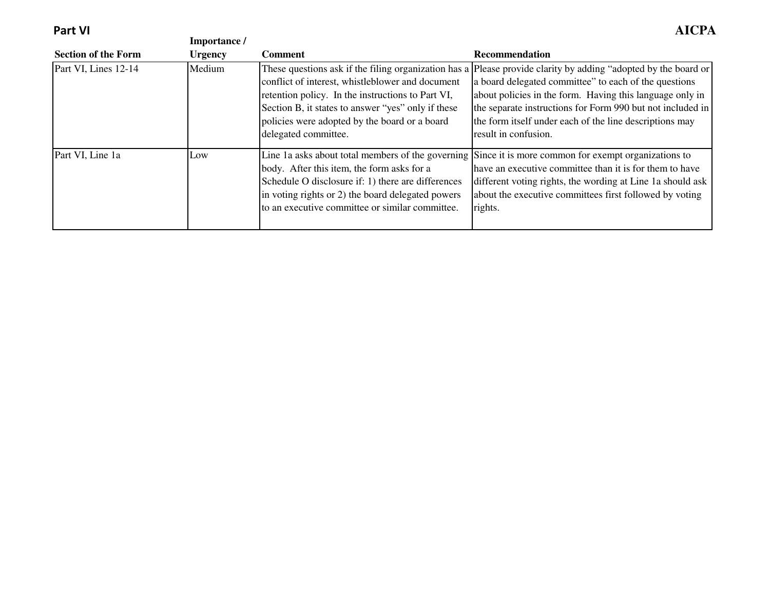**Part VI**

| Section of the Form | Importance / Urgency | Comment | Recommendation |
|---|---|---|---|
| Part VI, Lines 12-14 | Medium | These questions ask if the filing organization has a conflict of interest, whistleblower and document retention policy. In the instructions to Part VI, Section B, it states to answer “yes” only if these policies were adopted by the board or a board delegated committee. | Please provide clarity by adding “adopted by the board or a board delegated committee” to each of the questions about policies in the form. Having this language only in the separate instructions for Form 990 but not included in the form itself under each of the line descriptions may result in confusion. |
| Part VI, Line 1a | Low | Line 1a asks about total members of the governing body. After this item, the form asks for a Schedule O disclosure if: 1) there are differences in voting rights or 2) the board delegated powers to an executive committee or similar committee. | Since it is more common for exempt organizations to have an executive committee than it is for them to have different voting rights, the wording at Line 1a should ask about the executive committees first followed by voting rights. |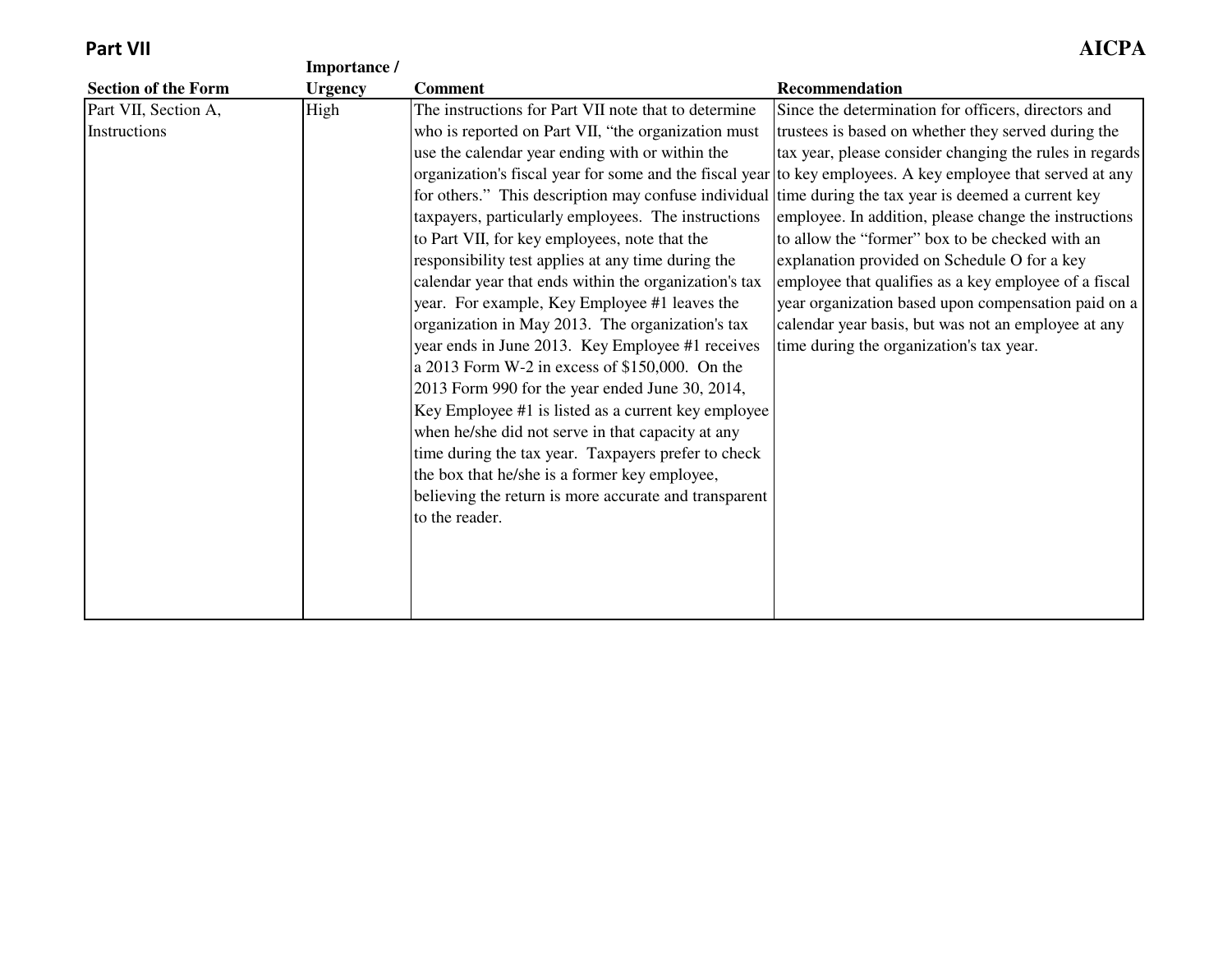## Part VII

| Section of the Form | Importance / Urgency | Comment | Recommendation |
|---|---|---|---|
| Part VII, Section A, Instructions | High | The instructions for Part VII note that to determine who is reported on Part VII, "the organization must use the calendar year ending with or within the organization's fiscal year for some and the fiscal year for others." This description may confuse individual taxpayers, particularly employees. The instructions to Part VII, for key employees, note that the responsibility test applies at any time during the calendar year that ends within the organization's tax year. For example, Key Employee #1 leaves the organization in May 2013. The organization's tax year ends in June 2013. Key Employee #1 receives a 2013 Form W-2 in excess of $150,000. On the 2013 Form 990 for the year ended June 30, 2014, Key Employee #1 is listed as a current key employee when he/she did not serve in that capacity at any time during the tax year. Taxpayers prefer to check the box that he/she is a former key employee, believing the return is more accurate and transparent to the reader. | Since the determination for officers, directors and trustees is based on whether they served during the tax year, please consider changing the rules in regards to key employees. A key employee that served at any time during the tax year is deemed a current key employee. In addition, please change the instructions to allow the "former" box to be checked with an explanation provided on Schedule O for a key employee that qualifies as a key employee of a fiscal year organization based upon compensation paid on a calendar year basis, but was not an employee at any time during the organization's tax year. |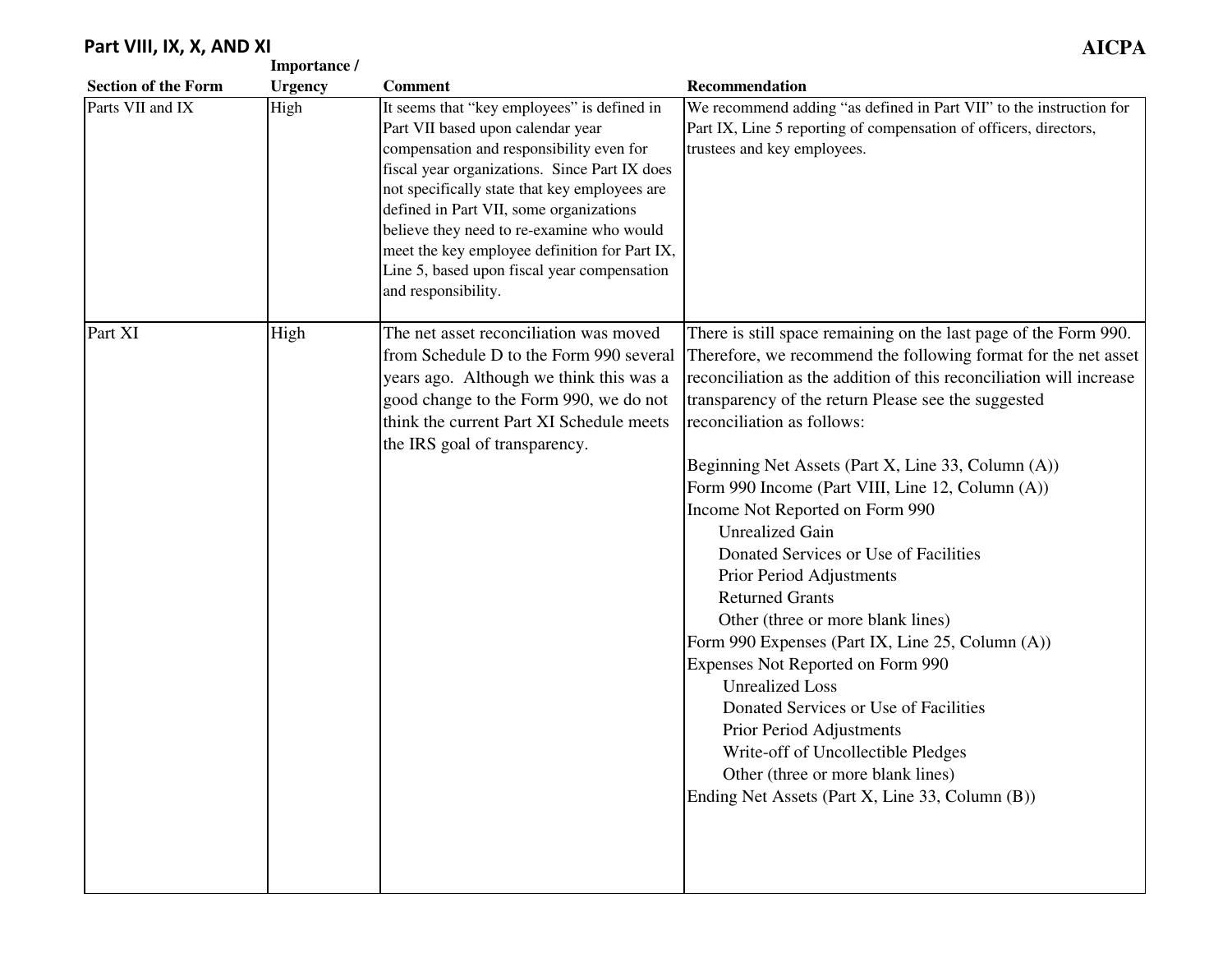## Part VIII, IX, X, AND XI

**AICPA**

| Section of the Form | Importance / Urgency | Comment | Recommendation |
|---|---|---|---|
| Parts VII and IX | High | It seems that "key employees" is defined in Part VII based upon calendar year compensation and responsibility even for fiscal year organizations. Since Part IX does not specifically state that key employees are defined in Part VII, some organizations believe they need to re-examine who would meet the key employee definition for Part IX, Line 5, based upon fiscal year compensation and responsibility. | We recommend adding "as defined in Part VII" to the instruction for Part IX, Line 5 reporting of compensation of officers, directors, trustees and key employees. |
| Part XI | High | The net asset reconciliation was moved from Schedule D to the Form 990 several years ago. Although we think this was a good change to the Form 990, we do not think the current Part XI Schedule meets the IRS goal of transparency. | There is still space remaining on the last page of the Form 990. Therefore, we recommend the following format for the net asset reconciliation as the addition of this reconciliation will increase transparency of the return Please see the suggested reconciliation as follows:<br><br>Beginning Net Assets (Part X, Line 33, Column (A))<br>Form 990 Income (Part VIII, Line 12, Column (A))<br>Income Not Reported on Form 990<br>&nbsp;&nbsp;&nbsp;&nbsp;Unrealized Gain<br>&nbsp;&nbsp;&nbsp;&nbsp;Donated Services or Use of Facilities<br>&nbsp;&nbsp;&nbsp;&nbsp;Prior Period Adjustments<br>&nbsp;&nbsp;&nbsp;&nbsp;Returned Grants<br>&nbsp;&nbsp;&nbsp;&nbsp;Other (three or more blank lines)<br>Form 990 Expenses (Part IX, Line 25, Column (A))<br>Expenses Not Reported on Form 990<br>&nbsp;&nbsp;&nbsp;&nbsp;Unrealized Loss<br>&nbsp;&nbsp;&nbsp;&nbsp;Donated Services or Use of Facilities<br>&nbsp;&nbsp;&nbsp;&nbsp;Prior Period Adjustments<br>&nbsp;&nbsp;&nbsp;&nbsp;Write-off of Uncollectible Pledges<br>&nbsp;&nbsp;&nbsp;&nbsp;Other (three or more blank lines)<br>Ending Net Assets (Part X, Line 33, Column (B)) |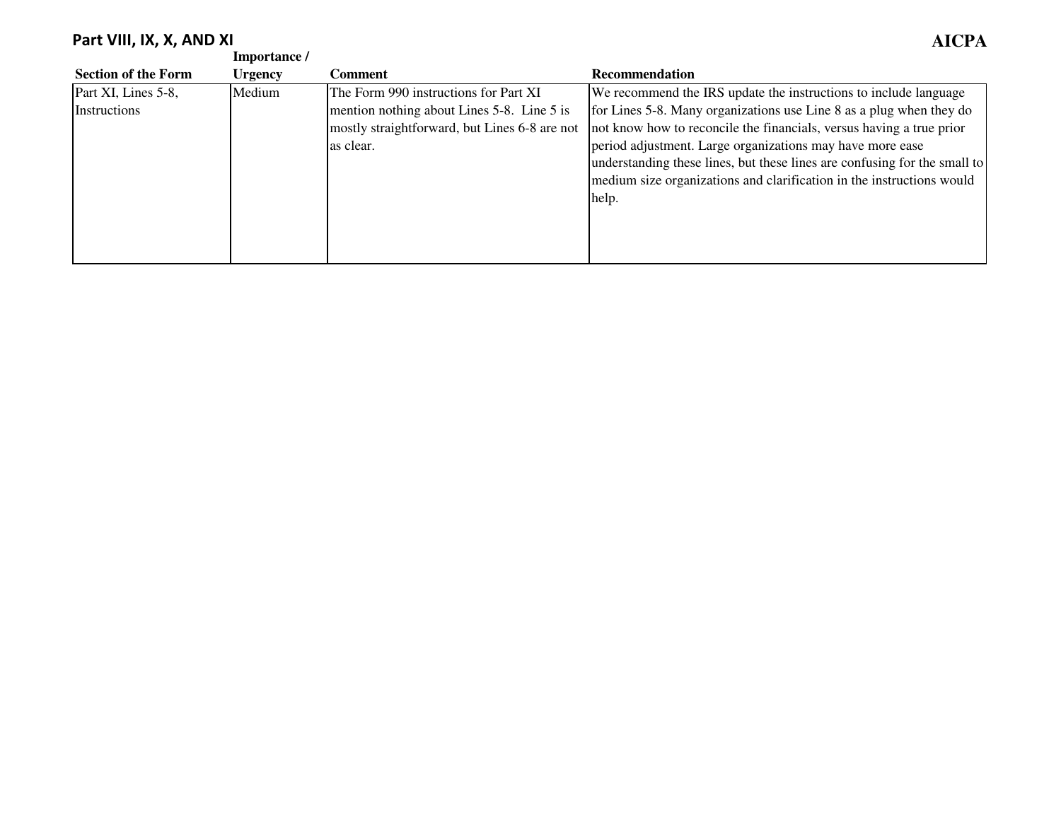## Part VIII, IX, X, AND XI

| Section of the Form | Importance / Urgency | Comment | Recommendation |
|---|---|---|---|
| Part XI, Lines 5-8, Instructions | Medium | The Form 990 instructions for Part XI mention nothing about Lines 5-8. Line 5 is mostly straightforward, but Lines 6-8 are not as clear. | We recommend the IRS update the instructions to include language for Lines 5-8. Many organizations use Line 8 as a plug when they do not know how to reconcile the financials, versus having a true prior period adjustment. Large organizations may have more ease understanding these lines, but these lines are confusing for the small to medium size organizations and clarification in the instructions would help. |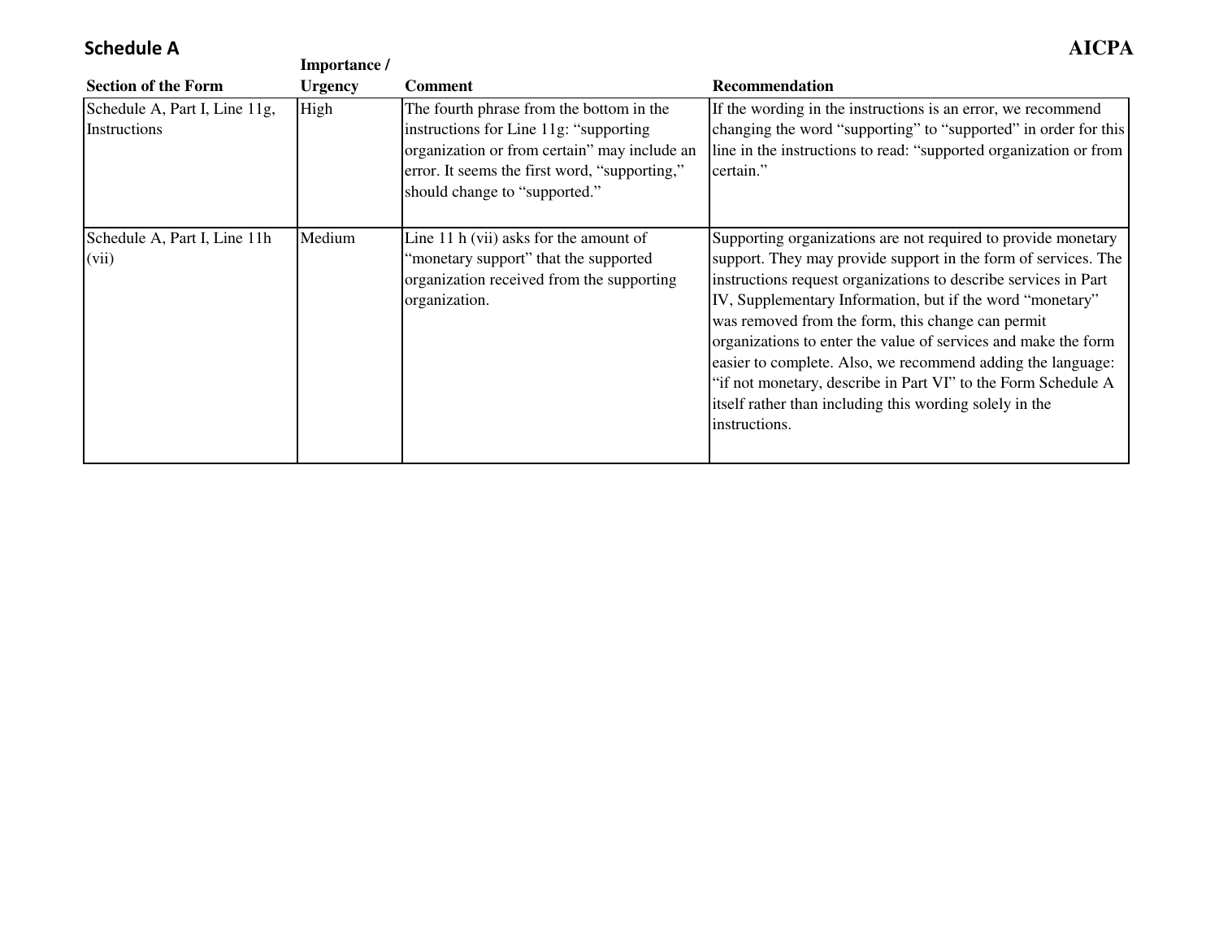**Schedule A** **AICPA**

| Section of the Form | Importance / Urgency | Comment | Recommendation |
|---|---|---|---|
| Schedule A, Part I, Line 11g, Instructions | High | The fourth phrase from the bottom in the instructions for Line 11g: "supporting organization or from certain" may include an error. It seems the first word, "supporting," should change to "supported." | If the wording in the instructions is an error, we recommend changing the word "supporting" to "supported" in order for this line in the instructions to read: "supported organization or from certain." |
| Schedule A, Part I, Line 11h (vii) | Medium | Line 11 h (vii) asks for the amount of "monetary support" that the supported organization received from the supporting organization. | Supporting organizations are not required to provide monetary support. They may provide support in the form of services. The instructions request organizations to describe services in Part IV, Supplementary Information, but if the word "monetary" was removed from the form, this change can permit organizations to enter the value of services and make the form easier to complete. Also, we recommend adding the language: "if not monetary, describe in Part VI" to the Form Schedule A itself rather than including this wording solely in the instructions. |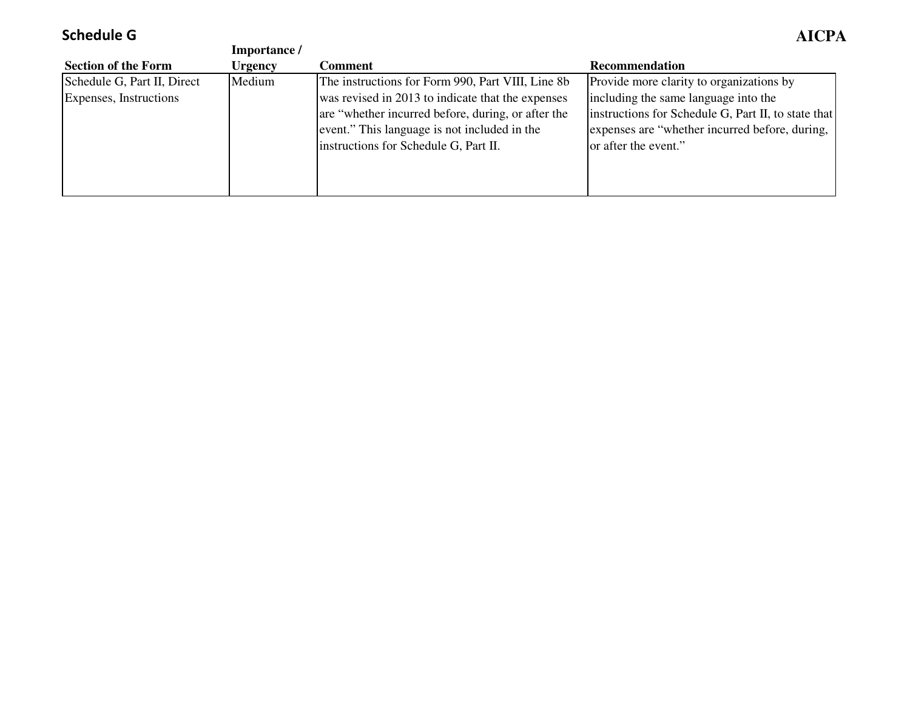## Schedule G

| Section of the Form | Importance / Urgency | Comment | Recommendation |
|---|---|---|---|
| Schedule G, Part II, Direct Expenses, Instructions | Medium | The instructions for Form 990, Part VIII, Line 8b was revised in 2013 to indicate that the expenses are “whether incurred before, during, or after the event.” This language is not included in the instructions for Schedule G, Part II. | Provide more clarity to organizations by including the same language into the instructions for Schedule G, Part II, to state that expenses are “whether incurred before, during, or after the event.” |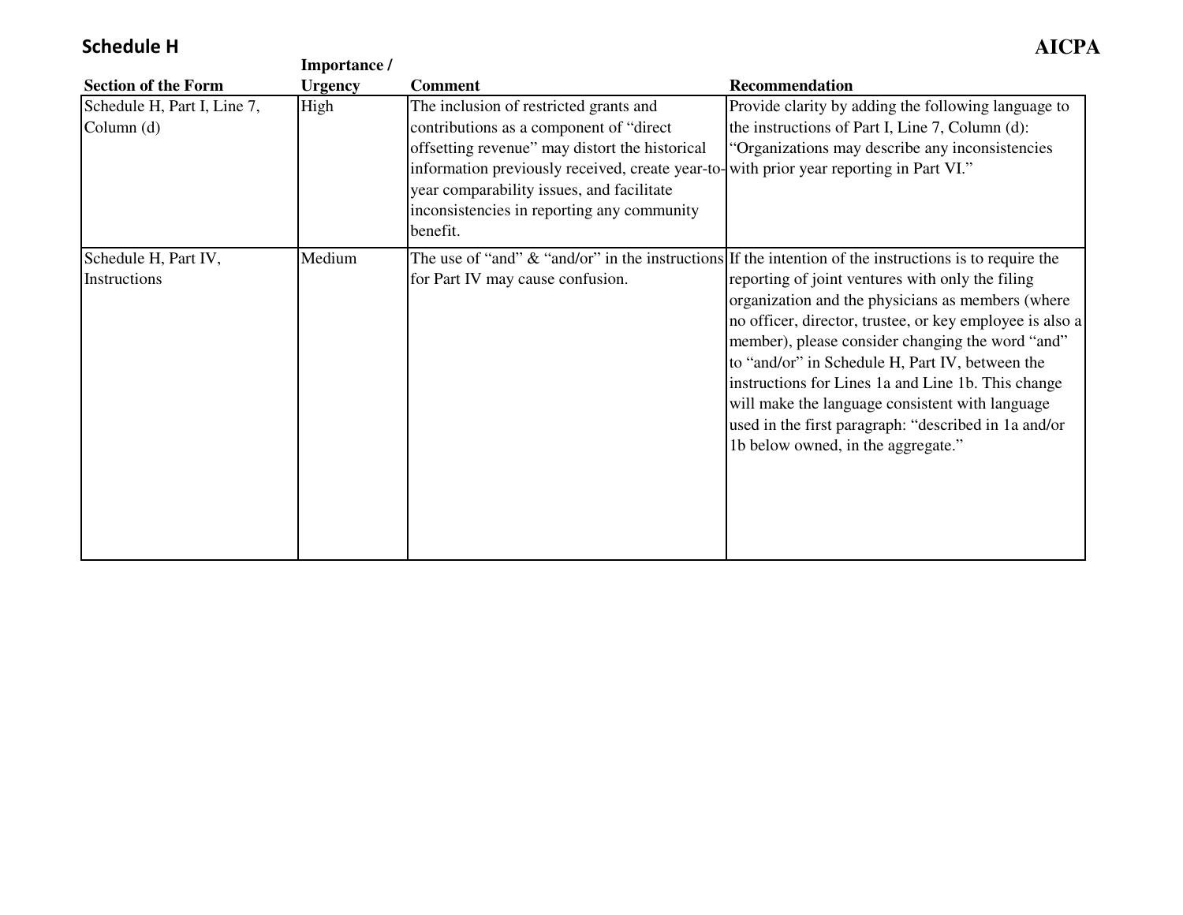**Schedule H**

| Section of the Form | Importance / Urgency | Comment | Recommendation |
|---|---|---|---|
| Schedule H, Part I, Line 7, Column (d) | High | The inclusion of restricted grants and contributions as a component of "direct offsetting revenue" may distort the historical information previously received, create year-to-year comparability issues, and facilitate inconsistencies in reporting any community benefit. | Provide clarity by adding the following language to the instructions of Part I, Line 7, Column (d): "Organizations may describe any inconsistencies with prior year reporting in Part VI." |
| Schedule H, Part IV, Instructions | Medium | The use of "and" & "and/or" in the instructions for Part IV may cause confusion. | If the intention of the instructions is to require the reporting of joint ventures with only the filing organization and the physicians as members (where no officer, director, trustee, or key employee is also a member), please consider changing the word "and" to "and/or" in Schedule H, Part IV, between the instructions for Lines 1a and Line 1b. This change will make the language consistent with language used in the first paragraph: "described in 1a and/or 1b below owned, in the aggregate." |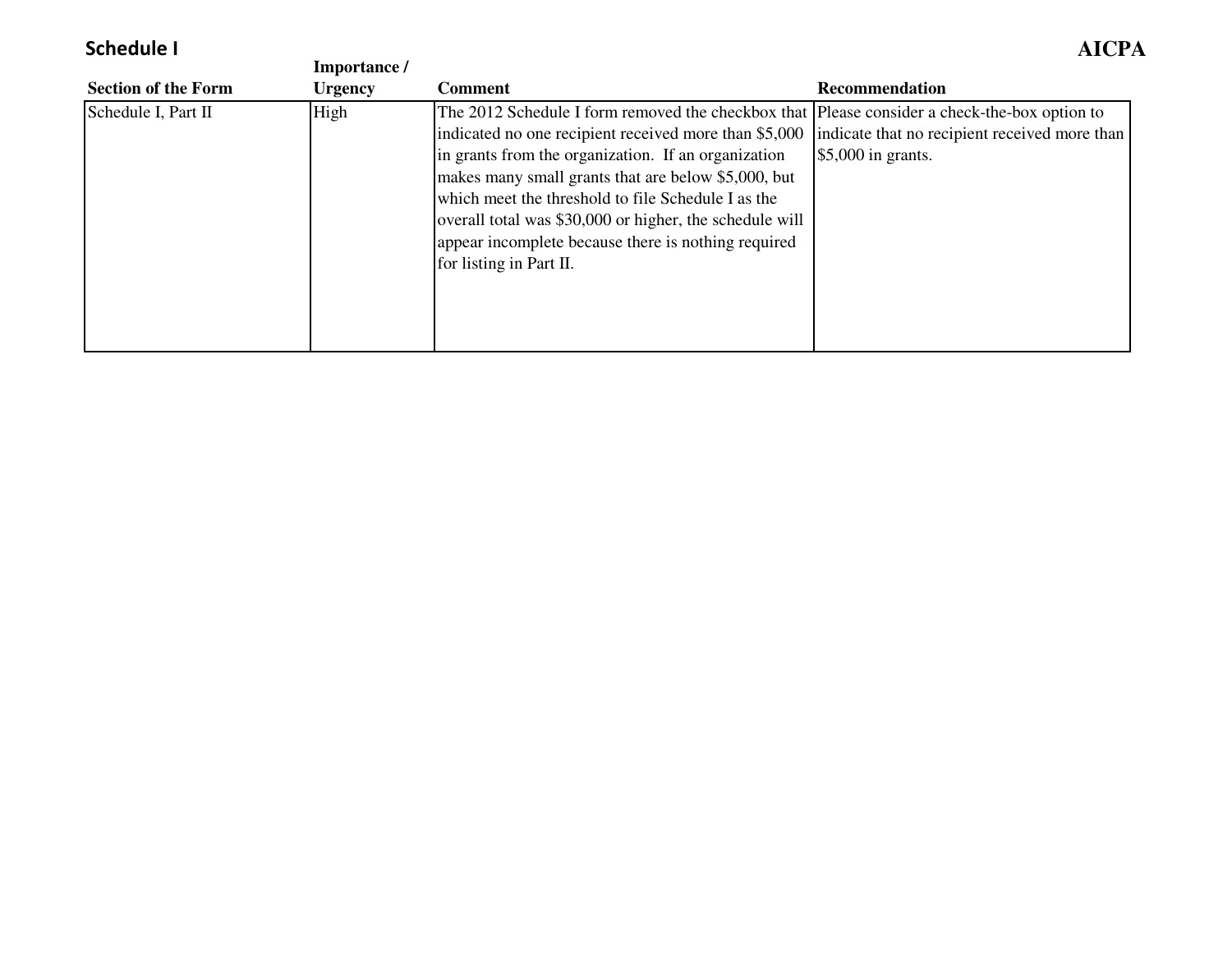## Schedule I

**AICPA**

| Section of the Form | Importance / Urgency | Comment | Recommendation |
|---|---|---|---|
| Schedule I, Part II | High | The 2012 Schedule I form removed the checkbox that indicated no one recipient received more than $5,000 in grants from the organization. If an organization makes many small grants that are below $5,000, but which meet the threshold to file Schedule I as the overall total was $30,000 or higher, the schedule will appear incomplete because there is nothing required for listing in Part II. | Please consider a check-the-box option to indicate that no recipient received more than $5,000 in grants. |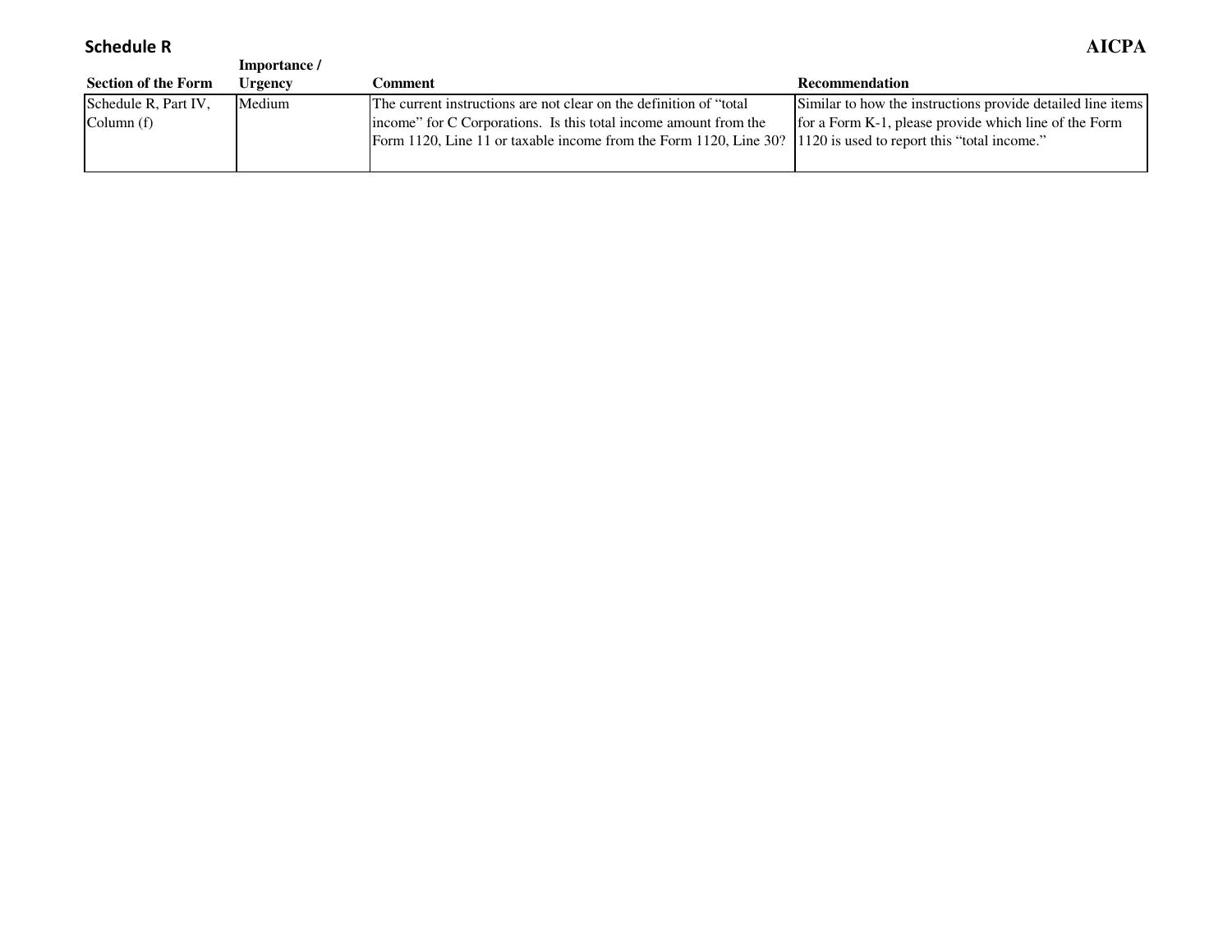**Schedule R** **AICPA**

| Section of the Form | Importance / Urgency | Comment | Recommendation |
|---|---|---|---|
| Schedule R, Part IV, Column (f) | Medium | The current instructions are not clear on the definition of "total income" for C Corporations. Is this total income amount from the Form 1120, Line 11 or taxable income from the Form 1120, Line 30? | Similar to how the instructions provide detailed line items for a Form K-1, please provide which line of the Form 1120 is used to report this "total income." |